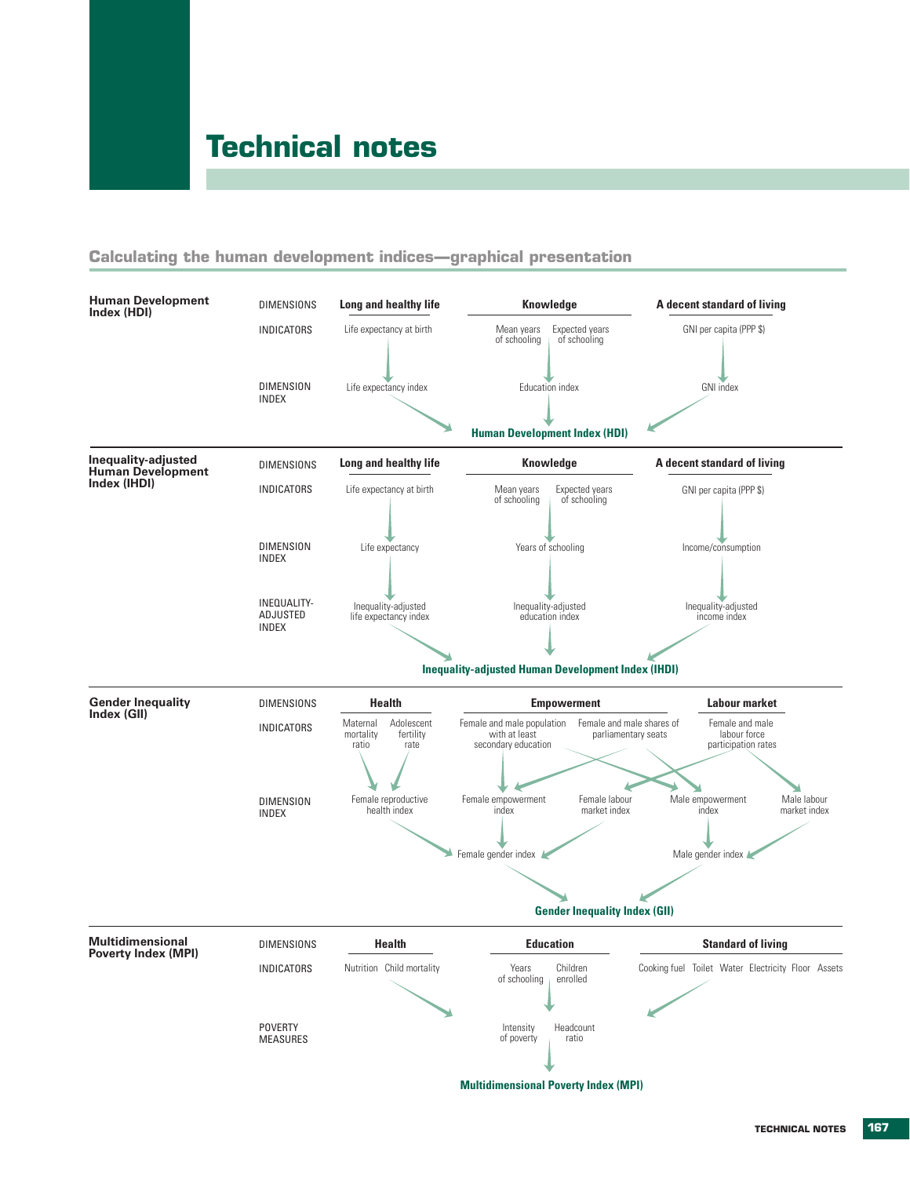# Technical notes

## Calculating the human development indices—graphical presentation

### Human Development Index (HDI)

| | Long and healthy life | Knowledge | | A decent standard of living |
|---|---|---|---|---|
| DIMENSIONS | Long and healthy life | Knowledge | | A decent standard of living |
| INDICATORS | Life expectancy at birth | Mean years of schooling | Expected years of schooling | GNI per capita (PPP $) |
| DIMENSION INDEX | Life expectancy index | Education index | | GNI index |

**Human Development Index (HDI)**

### Inequality-adjusted Human Development Index (IHDI)

| | | | | |
|---|---|---|---|---|
| DIMENSIONS | Long and healthy life | Knowledge | | A decent standard of living |
| INDICATORS | Life expectancy at birth | Mean years of schooling | Expected years of schooling | GNI per capita (PPP $) |
| DIMENSION INDEX | Life expectancy | Years of schooling | | Income/consumption |
| INEQUALITY-ADJUSTED INDEX | Inequality-adjusted life expectancy index | Inequality-adjusted education index | | Inequality-adjusted income index |

**Inequality-adjusted Human Development Index (IHDI)**

### Gender Inequality Index (GII)

| | | | | | |
|---|---|---|---|---|---|
| DIMENSIONS | Health | | Empowerment | | Labour market |
| INDICATORS | Maternal mortality ratio | Adolescent fertility rate | Female and male population with at least secondary education | Female and male shares of parliamentary seats | Female and male labour force participation rates |
| DIMENSION INDEX | Female reproductive health index | | Female empowerment index, Female labour market index | Male empowerment index | Male labour market index |

Female reproductive health index, Female empowerment index and Female labour market index → Female gender index

Male empowerment index and Male labour market index → Male gender index

Female gender index and Male gender index → **Gender Inequality Index (GII)**

### Multidimensional Poverty Index (MPI)

| | | | | | | | | | | |
|---|---|---|---|---|---|---|---|---|---|---|
| DIMENSIONS | Health | | Education | | Standard of living | | | | | |
| INDICATORS | Nutrition | Child mortality | Years of schooling | Children enrolled | Cooking fuel | Toilet | Water | Electricity | Floor | Assets |
| POVERTY MEASURES | | | Intensity of poverty | Headcount ratio | | | | | | |

**Multidimensional Poverty Index (MPI)**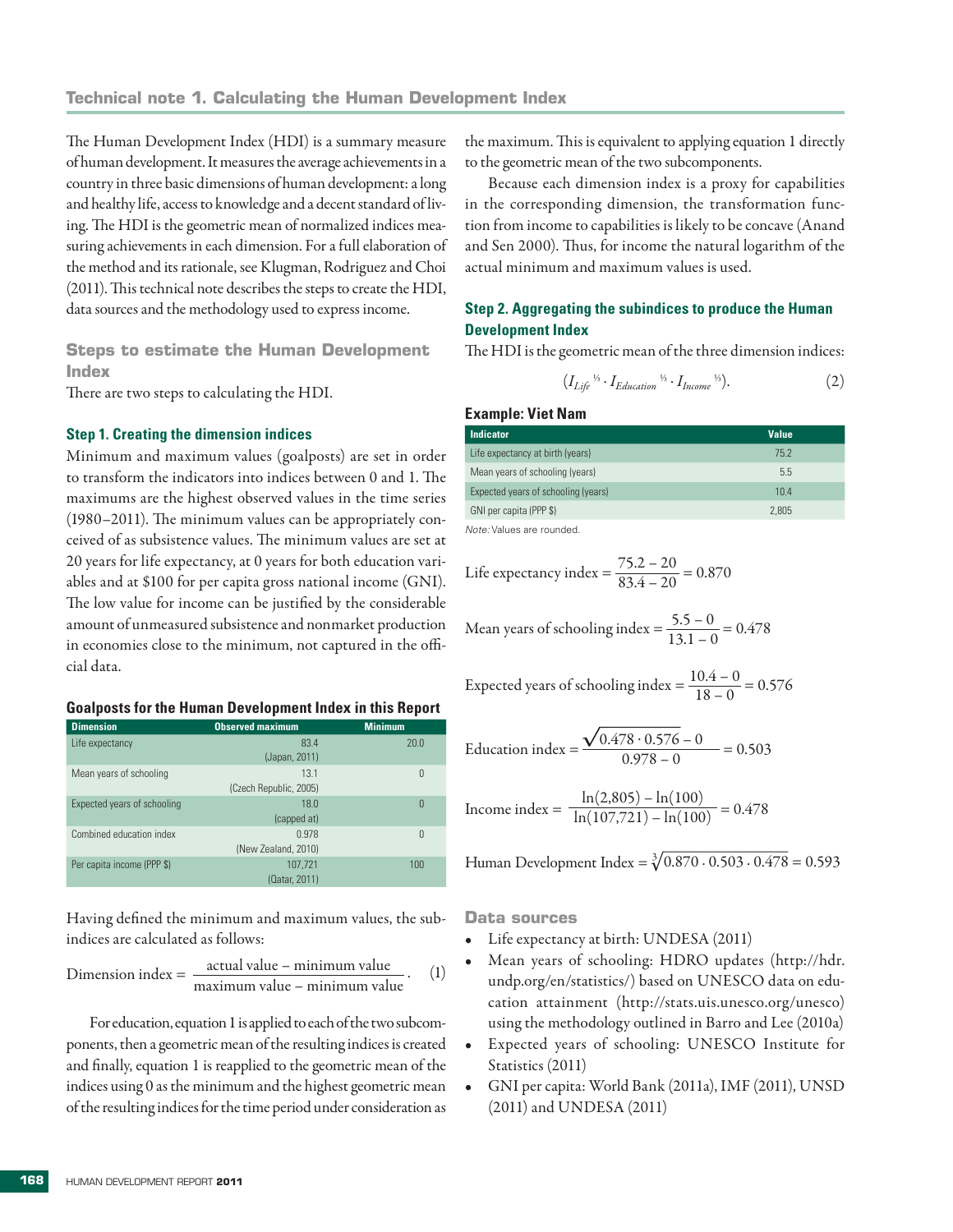## Technical note 1. Calculating the Human Development Index

The Human Development Index (HDI) is a summary measure of human development. It measures the average achievements in a country in three basic dimensions of human development: a long and healthy life, access to knowledge and a decent standard of living. The HDI is the geometric mean of normalized indices measuring achievements in each dimension. For a full elaboration of the method and its rationale, see Klugman, Rodriguez and Choi (2011). This technical note describes the steps to create the HDI, data sources and the methodology used to express income.

### Steps to estimate the Human Development Index

There are two steps to calculating the HDI.

#### Step 1. Creating the dimension indices

Minimum and maximum values (goalposts) are set in order to transform the indicators into indices between 0 and 1. The maximums are the highest observed values in the time series (1980–2011). The minimum values can be appropriately conceived of as subsistence values. The minimum values are set at 20 years for life expectancy, at 0 years for both education variables and at $100 for per capita gross national income (GNI). The low value for income can be justified by the considerable amount of unmeasured subsistence and nonmarket production in economies close to the minimum, not captured in the official data.

**Goalposts for the Human Development Index in this Report**

| Dimension | Observed maximum | Minimum |
|---|---|---|
| Life expectancy | 83.4 (Japan, 2011) | 20.0 |
| Mean years of schooling | 13.1 (Czech Republic, 2005) | 0 |
| Expected years of schooling | 18.0 (capped at) | 0 |
| Combined education index | 0.978 (New Zealand, 2010) | 0 |
| Per capita income (PPP $) | 107,721 (Qatar, 2011) | 100 |

Having defined the minimum and maximum values, the subindices are calculated as follows:

$$\text{Dimension index} = \frac{\text{actual value} - \text{minimum value}}{\text{maximum value} - \text{minimum value}}. \quad (1)$$

For education, equation 1 is applied to each of the two subcomponents, then a geometric mean of the resulting indices is created and finally, equation 1 is reapplied to the geometric mean of the indices using 0 as the minimum and the highest geometric mean of the resulting indices for the time period under consideration as the maximum. This is equivalent to applying equation 1 directly to the geometric mean of the two subcomponents.

Because each dimension index is a proxy for capabilities in the corresponding dimension, the transformation function from income to capabilities is likely to be concave (Anand and Sen 2000). Thus, for income the natural logarithm of the actual minimum and maximum values is used.

#### Step 2. Aggregating the subindices to produce the Human Development Index

The HDI is the geometric mean of the three dimension indices:

$$(I_{Life}^{1/3} \cdot I_{Education}^{1/3} \cdot I_{Income}^{1/3}). \quad (2)$$

**Example: Viet Nam**

| Indicator | Value |
|---|---|
| Life expectancy at birth (years) | 75.2 |
| Mean years of schooling (years) | 5.5 |
| Expected years of schooling (years) | 10.4 |
| GNI per capita (PPP $) | 2,805 |

*Note:* Values are rounded.

$$\text{Life expectancy index} = \frac{75.2 - 20}{83.4 - 20} = 0.870$$

$$\text{Mean years of schooling index} = \frac{5.5 - 0}{13.1 - 0} = 0.478$$

$$\text{Expected years of schooling index} = \frac{10.4 - 0}{18 - 0} = 0.576$$

$$\text{Education index} = \frac{\sqrt{0.478 \cdot 0.576} - 0}{0.978 - 0} = 0.503$$

$$\text{Income index} = \frac{\ln(2{,}805) - \ln(100)}{\ln(107{,}721) - \ln(100)} = 0.478$$

$$\text{Human Development Index} = \sqrt[3]{0.870 \cdot 0.503 \cdot 0.478} = 0.593$$

### Data sources

- Life expectancy at birth: UNDESA (2011)
- Mean years of schooling: HDRO updates (http://hdr.undp.org/en/statistics/) based on UNESCO data on education attainment (http://stats.uis.unesco.org/unesco) using the methodology outlined in Barro and Lee (2010a)
- Expected years of schooling: UNESCO Institute for Statistics (2011)
- GNI per capita: World Bank (2011a), IMF (2011), UNSD (2011) and UNDESA (2011)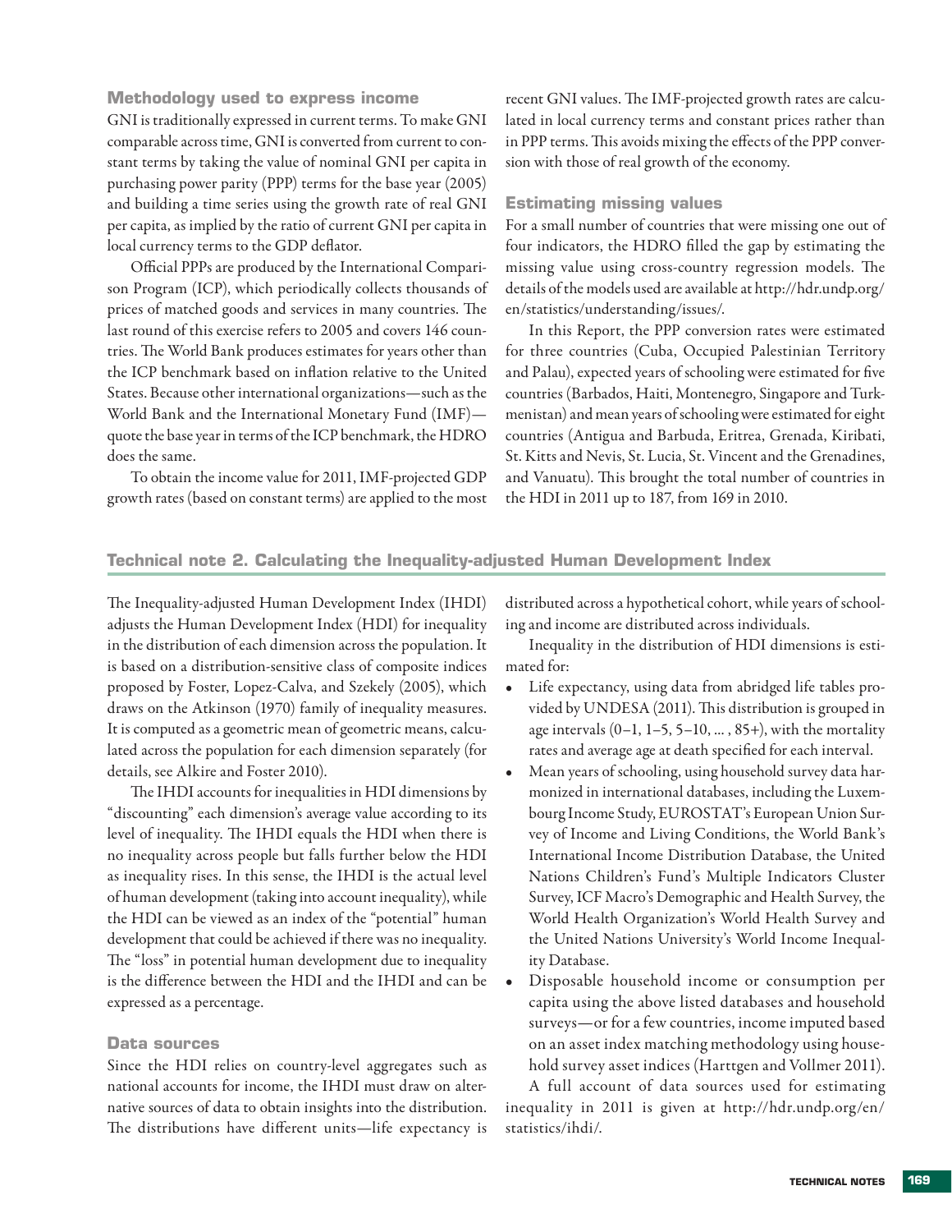### Methodology used to express income

GNI is traditionally expressed in current terms. To make GNI comparable across time, GNI is converted from current to constant terms by taking the value of nominal GNI per capita in purchasing power parity (PPP) terms for the base year (2005) and building a time series using the growth rate of real GNI per capita, as implied by the ratio of current GNI per capita in local currency terms to the GDP deflator.

Official PPPs are produced by the International Comparison Program (ICP), which periodically collects thousands of prices of matched goods and services in many countries. The last round of this exercise refers to 2005 and covers 146 countries. The World Bank produces estimates for years other than the ICP benchmark based on inflation relative to the United States. Because other international organizations—such as the World Bank and the International Monetary Fund (IMF)—quote the base year in terms of the ICP benchmark, the HDRO does the same.

To obtain the income value for 2011, IMF-projected GDP growth rates (based on constant terms) are applied to the most recent GNI values. The IMF-projected growth rates are calculated in local currency terms and constant prices rather than in PPP terms. This avoids mixing the effects of the PPP conversion with those of real growth of the economy.

### Estimating missing values

For a small number of countries that were missing one out of four indicators, the HDRO filled the gap by estimating the missing value using cross-country regression models. The details of the models used are available at http://hdr.undp.org/en/statistics/understanding/issues/.

In this Report, the PPP conversion rates were estimated for three countries (Cuba, Occupied Palestinian Territory and Palau), expected years of schooling were estimated for five countries (Barbados, Haiti, Montenegro, Singapore and Turkmenistan) and mean years of schooling were estimated for eight countries (Antigua and Barbuda, Eritrea, Grenada, Kiribati, St. Kitts and Nevis, St. Lucia, St. Vincent and the Grenadines, and Vanuatu). This brought the total number of countries in the HDI in 2011 up to 187, from 169 in 2010.

## Technical note 2. Calculating the Inequality-adjusted Human Development Index

The Inequality-adjusted Human Development Index (IHDI) adjusts the Human Development Index (HDI) for inequality in the distribution of each dimension across the population. It is based on a distribution-sensitive class of composite indices proposed by Foster, Lopez-Calva, and Szekely (2005), which draws on the Atkinson (1970) family of inequality measures. It is computed as a geometric mean of geometric means, calculated across the population for each dimension separately (for details, see Alkire and Foster 2010).

The IHDI accounts for inequalities in HDI dimensions by "discounting" each dimension's average value according to its level of inequality. The IHDI equals the HDI when there is no inequality across people but falls further below the HDI as inequality rises. In this sense, the IHDI is the actual level of human development (taking into account inequality), while the HDI can be viewed as an index of the "potential" human development that could be achieved if there was no inequality. The "loss" in potential human development due to inequality is the difference between the HDI and the IHDI and can be expressed as a percentage.

### Data sources

Since the HDI relies on country-level aggregates such as national accounts for income, the IHDI must draw on alternative sources of data to obtain insights into the distribution. The distributions have different units—life expectancy is distributed across a hypothetical cohort, while years of schooling and income are distributed across individuals.

Inequality in the distribution of HDI dimensions is estimated for:

- Life expectancy, using data from abridged life tables provided by UNDESA (2011). This distribution is grouped in age intervals (0–1, 1–5, 5–10, ... , 85+), with the mortality rates and average age at death specified for each interval.
- Mean years of schooling, using household survey data harmonized in international databases, including the Luxembourg Income Study, EUROSTAT's European Union Survey of Income and Living Conditions, the World Bank's International Income Distribution Database, the United Nations Children's Fund's Multiple Indicators Cluster Survey, ICF Macro's Demographic and Health Survey, the World Health Organization's World Health Survey and the United Nations University's World Income Inequality Database.
- Disposable household income or consumption per capita using the above listed databases and household surveys—or for a few countries, income imputed based on an asset index matching methodology using household survey asset indices (Harttgen and Vollmer 2011).

A full account of data sources used for estimating inequality in 2011 is given at http://hdr.undp.org/en/statistics/ihdi/.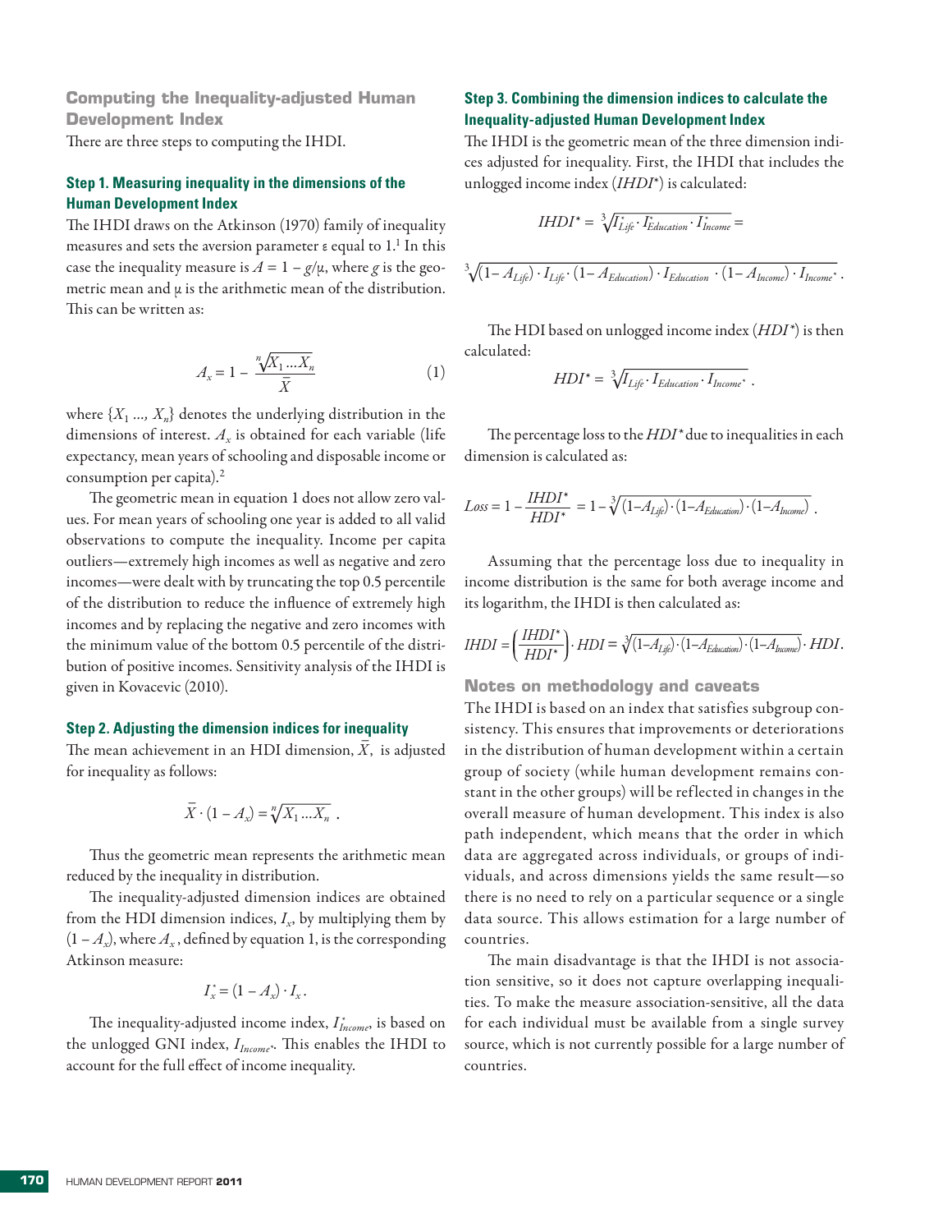## Computing the Inequality-adjusted Human Development Index

There are three steps to computing the IHDI.

### Step 1. Measuring inequality in the dimensions of the Human Development Index

The IHDI draws on the Atkinson (1970) family of inequality measures and sets the aversion parameter ε equal to 1.[1] In this case the inequality measure is $A = 1 - g/\mu$, where $g$ is the geometric mean and $\mu$ is the arithmetic mean of the distribution. This can be written as:

$$A_x = 1 - \frac{\sqrt[n]{X_1 \ldots X_n}}{\bar{X}} \tag{1}$$

where $\{X_1 \ldots, X_n\}$ denotes the underlying distribution in the dimensions of interest. $A_x$ is obtained for each variable (life expectancy, mean years of schooling and disposable income or consumption per capita).[2]

The geometric mean in equation 1 does not allow zero values. For mean years of schooling one year is added to all valid observations to compute the inequality. Income per capita outliers—extremely high incomes as well as negative and zero incomes—were dealt with by truncating the top 0.5 percentile of the distribution to reduce the influence of extremely high incomes and by replacing the negative and zero incomes with the minimum value of the bottom 0.5 percentile of the distribution of positive incomes. Sensitivity analysis of the IHDI is given in Kovacevic (2010).

### Step 2. Adjusting the dimension indices for inequality

The mean achievement in an HDI dimension, $\bar{X}$, is adjusted for inequality as follows:

$$\bar{X} \cdot (1 - A_x) = \sqrt[n]{X_1 \ldots X_n} \, .$$

Thus the geometric mean represents the arithmetic mean reduced by the inequality in distribution.

The inequality-adjusted dimension indices are obtained from the HDI dimension indices, $I_x$, by multiplying them by $(1 - A_x)$, where $A_x$, defined by equation 1, is the corresponding Atkinson measure:

$$I_x^* = (1 - A_x) \cdot I_x \, .$$

The inequality-adjusted income index, $I^*_{Income}$, is based on the unlogged GNI index, $I_{Income^*}$. This enables the IHDI to account for the full effect of income inequality.

### Step 3. Combining the dimension indices to calculate the Inequality-adjusted Human Development Index

The IHDI is the geometric mean of the three dimension indices adjusted for inequality. First, the IHDI that includes the unlogged income index ($IHDI^*$) is calculated:

$$IHDI^* = \sqrt[3]{I^*_{Life} \cdot I^*_{Education} \cdot I^*_{Income}} =$$

$$\sqrt[3]{(1 - A_{Life}) \cdot I_{Life} \cdot (1 - A_{Education}) \cdot I_{Education} \cdot (1 - A_{Income}) \cdot I_{Income^*}} \, .$$

The HDI based on unlogged income index ($HDI^*$) is then calculated:

$$HDI^* = \sqrt[3]{I_{Life} \cdot I_{Education} \cdot I_{Income^*}} \, .$$

The percentage loss to the $HDI^*$ due to inequalities in each dimension is calculated as:

$$Loss = 1 - \frac{IHDI^*}{HDI^*} = 1 - \sqrt[3]{(1 - A_{Life}) \cdot (1 - A_{Education}) \cdot (1 - A_{Income})} \, .$$

Assuming that the percentage loss due to inequality in income distribution is the same for both average income and its logarithm, the IHDI is then calculated as:

$$IHDI = \left(\frac{IHDI^*}{HDI^*}\right) \cdot HDI = \sqrt[3]{(1 - A_{Life}) \cdot (1 - A_{Education}) \cdot (1 - A_{Income})} \cdot HDI.$$

## Notes on methodology and caveats

The IHDI is based on an index that satisfies subgroup consistency. This ensures that improvements or deteriorations in the distribution of human development within a certain group of society (while human development remains constant in the other groups) will be reflected in changes in the overall measure of human development. This index is also path independent, which means that the order in which data are aggregated across individuals, or groups of individuals, and across dimensions yields the same result—so there is no need to rely on a particular sequence or a single data source. This allows estimation for a large number of countries.

The main disadvantage is that the IHDI is not association sensitive, so it does not capture overlapping inequalities. To make the measure association-sensitive, all the data for each individual must be available from a single survey source, which is not currently possible for a large number of countries.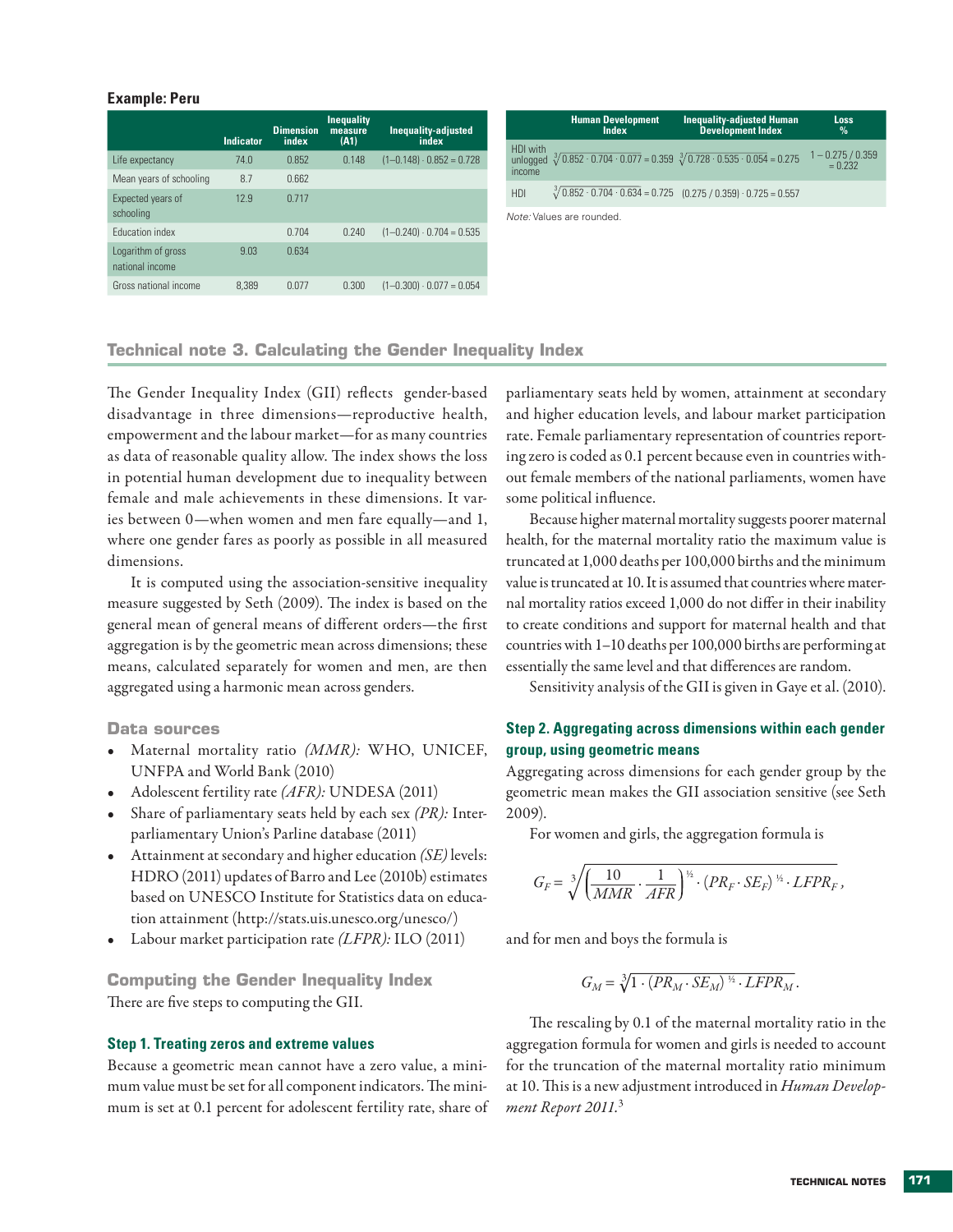**Example: Peru**

| | Indicator | Dimension index | Inequality measure (A1) | Inequality-adjusted index |
|---|---|---|---|---|
| Life expectancy | 74.0 | 0.852 | 0.148 | $(1-0.148) \cdot 0.852 = 0.728$ |
| Mean years of schooling | 8.7 | 0.662 | | |
| Expected years of schooling | 12.9 | 0.717 | | |
| Education index | | 0.704 | 0.240 | $(1-0.240) \cdot 0.704 = 0.535$ |
| Logarithm of gross national income | 9.03 | 0.634 | | |
| Gross national income | 8,389 | 0.077 | 0.300 | $(1-0.300) \cdot 0.077 = 0.054$ |

| | Human Development Index | Inequality-adjusted Human Development Index | Loss % |
|---|---|---|---|
| HDI with unlogged income | $\sqrt[3]{0.852 \cdot 0.704 \cdot 0.077} = 0.359$ | $\sqrt[3]{0.728 \cdot 0.535 \cdot 0.054} = 0.275$ | $1 - 0.275 / 0.359 = 0.232$ |
| HDI | $\sqrt[3]{0.852 \cdot 0.704 \cdot 0.634} = 0.725$ | $(0.275 / 0.359) \cdot 0.725 = 0.557$ | |

*Note:* Values are rounded.

## Technical note 3. Calculating the Gender Inequality Index

The Gender Inequality Index (GII) reflects gender-based disadvantage in three dimensions—reproductive health, empowerment and the labour market—for as many countries as data of reasonable quality allow. The index shows the loss in potential human development due to inequality between female and male achievements in these dimensions. It varies between 0—when women and men fare equally—and 1, where one gender fares as poorly as possible in all measured dimensions.

It is computed using the association-sensitive inequality measure suggested by Seth (2009). The index is based on the general mean of general means of different orders—the first aggregation is by the geometric mean across dimensions; these means, calculated separately for women and men, are then aggregated using a harmonic mean across genders.

### Data sources

- Maternal mortality ratio *(MMR):* WHO, UNICEF, UNFPA and World Bank (2010)
- Adolescent fertility rate *(AFR):* UNDESA (2011)
- Share of parliamentary seats held by each sex *(PR):* Inter-parliamentary Union's Parline database (2011)
- Attainment at secondary and higher education *(SE)* levels: HDRO (2011) updates of Barro and Lee (2010b) estimates based on UNESCO Institute for Statistics data on education attainment (http://stats.uis.unesco.org/unesco/)
- Labour market participation rate *(LFPR):* ILO (2011)

### Computing the Gender Inequality Index

There are five steps to computing the GII.

#### Step 1. Treating zeros and extreme values

Because a geometric mean cannot have a zero value, a minimum value must be set for all component indicators. The minimum is set at 0.1 percent for adolescent fertility rate, share of parliamentary seats held by women, attainment at secondary and higher education levels, and labour market participation rate. Female parliamentary representation of countries reporting zero is coded as 0.1 percent because even in countries without female members of the national parliaments, women have some political influence.

Because higher maternal mortality suggests poorer maternal health, for the maternal mortality ratio the maximum value is truncated at 1,000 deaths per 100,000 births and the minimum value is truncated at 10. It is assumed that countries where maternal mortality ratios exceed 1,000 do not differ in their inability to create conditions and support for maternal health and that countries with 1–10 deaths per 100,000 births are performing at essentially the same level and that differences are random.

Sensitivity analysis of the GII is given in Gaye et al. (2010).

#### Step 2. Aggregating across dimensions within each gender group, using geometric means

Aggregating across dimensions for each gender group by the geometric mean makes the GII association sensitive (see Seth 2009).

For women and girls, the aggregation formula is

$$G_F = \sqrt[3]{\left(\frac{10}{MMR} \cdot \frac{1}{AFR}\right)^{½} \cdot (PR_F \cdot SE_F)^{½} \cdot LFPR_F},$$

and for men and boys the formula is

$$G_M = \sqrt[3]{1 \cdot (PR_M \cdot SE_M)^{½} \cdot LFPR_M}.$$

The rescaling by 0.1 of the maternal mortality ratio in the aggregation formula for women and girls is needed to account for the truncation of the maternal mortality ratio minimum at 10. This is a new adjustment introduced in *Human Development Report 2011.*[3]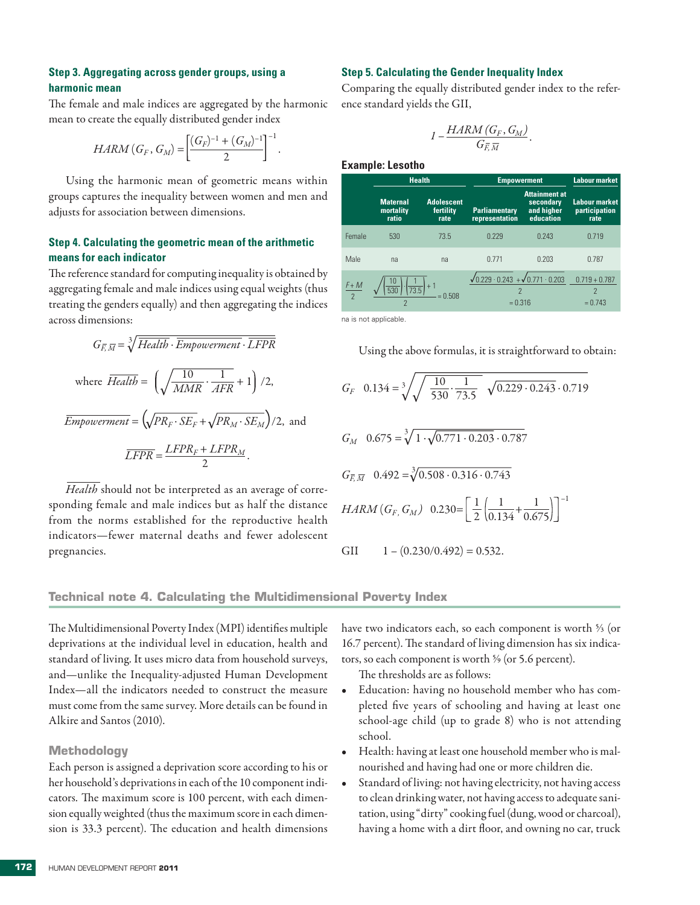### Step 3. Aggregating across gender groups, using a harmonic mean

The female and male indices are aggregated by the harmonic mean to create the equally distributed gender index

$$HARM(G_F, G_M) = \left[\frac{(G_F)^{-1} + (G_M)^{-1}}{2}\right]^{-1}.$$

Using the harmonic mean of geometric means within groups captures the inequality between women and men and adjusts for association between dimensions.

### Step 4. Calculating the geometric mean of the arithmetic means for each indicator

The reference standard for computing inequality is obtained by aggregating female and male indices using equal weights (thus treating the genders equally) and then aggregating the indices across dimensions:

$$G_{\overline{F},\overline{M}} = \sqrt[3]{\overline{Health} \cdot \overline{Empowerment} \cdot \overline{LFPR}}$$

where $\overline{Health} = \left(\sqrt{\frac{10}{MMR} \cdot \frac{1}{AFR}} + 1\right)/2,$

$$\overline{Empowerment} = \left(\sqrt{PR_F \cdot SE_F} + \sqrt{PR_M \cdot SE_M}\right)/2, \text{ and}$$

$$\overline{LFPR} = \frac{LFPR_F + LFPR_M}{2}.$$

$\overline{Health}$ should not be interpreted as an average of corresponding female and male indices but as half the distance from the norms established for the reproductive health indicators—fewer maternal deaths and fewer adolescent pregnancies.

### Step 5. Calculating the Gender Inequality Index

Comparing the equally distributed gender index to the reference standard yields the GII,

$$1 - \frac{HARM(G_F, G_M)}{G_{\overline{F},\overline{M}}}.$$

### Example: Lesotho

| | Health | | Empowerment | | Labour market |
|---|---|---|---|---|---|
| | Maternal mortality ratio | Adolescent fertility rate | Parliamentary representation | Attainment at secondary and higher education | Labour market participation rate |
| Female | 530 | 73.5 | 0.229 | 0.243 | 0.719 |
| Male | na | na | 0.771 | 0.203 | 0.787 |
| $\frac{F+M}{2}$ | $\frac{\sqrt{\left(\frac{10}{530}\right)\cdot\left(\frac{1}{73.5}\right)}+1}{2} = 0.508$ | | $\frac{\sqrt{0.229 \cdot 0.243} + \sqrt{0.771 \cdot 0.203}}{2} = 0.316$ | | $\frac{0.719 + 0.787}{2} = 0.743$ |

na is not applicable.

Using the above formulas, it is straightforward to obtain:

$$G_F \quad 0.134 = \sqrt[3]{\sqrt{\frac{10}{530} \cdot \frac{1}{73.5}} \cdot \sqrt{0.229 \cdot 0.243} \cdot 0.719}$$

$$G_M \quad 0.675 = \sqrt[3]{1 \cdot \sqrt{0.771 \cdot 0.203} \cdot 0.787}$$

$$G_{\overline{F},\overline{M}} \quad 0.492 = \sqrt[3]{0.508 \cdot 0.316 \cdot 0.743}$$

$$HARM(G_F, G_M) \quad 0.230 = \left[\frac{1}{2}\left(\frac{1}{0.134} + \frac{1}{0.675}\right)\right]^{-1}$$

$$\text{GII} \qquad 1 - (0.230/0.492) = 0.532.$$

## Technical note 4. Calculating the Multidimensional Poverty Index

The Multidimensional Poverty Index (MPI) identifies multiple deprivations at the individual level in education, health and standard of living. It uses micro data from household surveys, and—unlike the Inequality-adjusted Human Development Index—all the indicators needed to construct the measure must come from the same survey. More details can be found in Alkire and Santos (2010).

### Methodology

Each person is assigned a deprivation score according to his or her household's deprivations in each of the 10 component indicators. The maximum score is 100 percent, with each dimension equally weighted (thus the maximum score in each dimension is 33.3 percent). The education and health dimensions have two indicators each, so each component is worth ⅙ (or 16.7 percent). The standard of living dimension has six indicators, so each component is worth ⅙ (or 5.6 percent).

The thresholds are as follows:

- Education: having no household member who has completed five years of schooling and having at least one school-age child (up to grade 8) who is not attending school.
- Health: having at least one household member who is malnourished and having had one or more children die.
- Standard of living: not having electricity, not having access to clean drinking water, not having access to adequate sanitation, using "dirty" cooking fuel (dung, wood or charcoal), having a home with a dirt floor, and owning no car, truck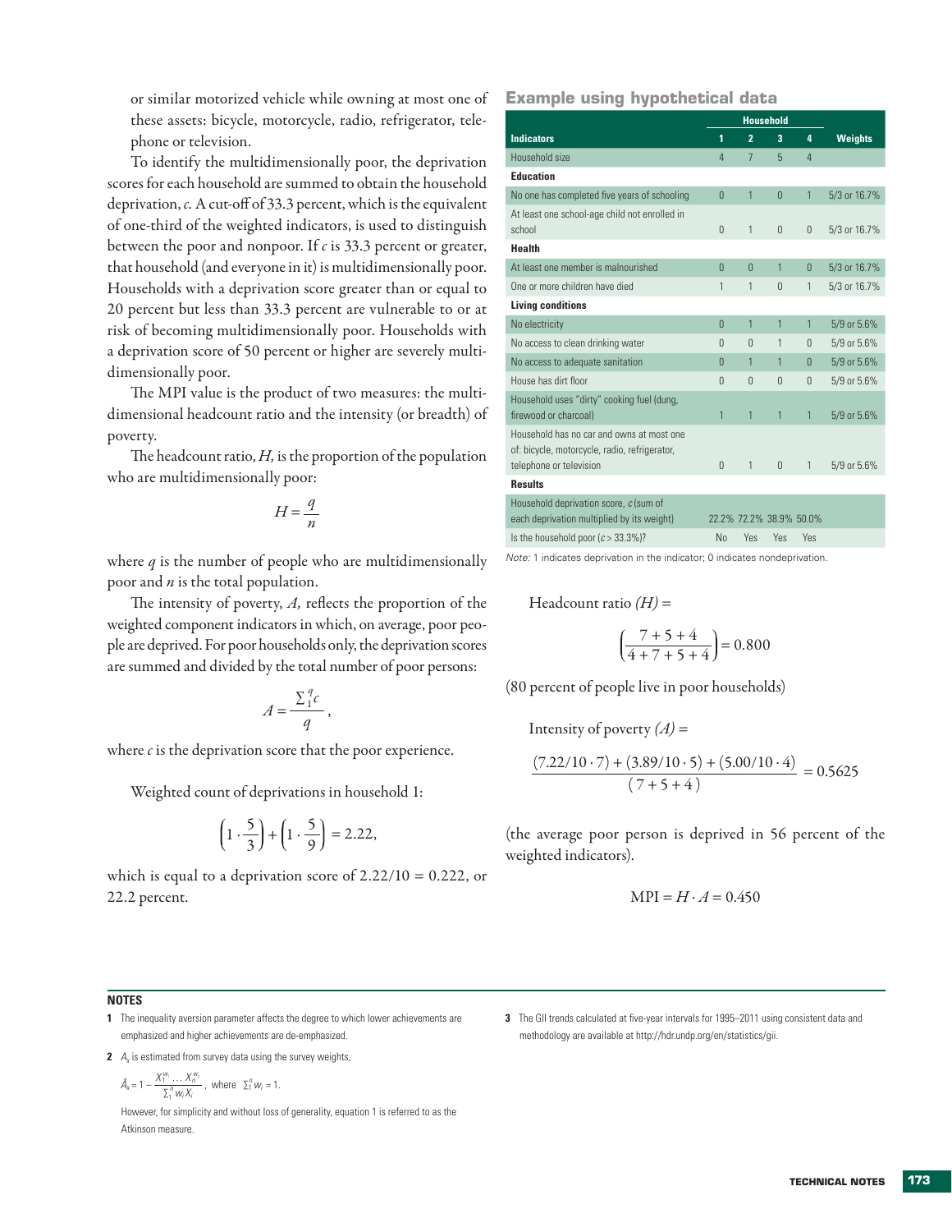or similar motorized vehicle while owning at most one of these assets: bicycle, motorcycle, radio, refrigerator, telephone or television.

To identify the multidimensionally poor, the deprivation scores for each household are summed to obtain the household deprivation, *c*. A cut-off of 33.3 percent, which is the equivalent of one-third of the weighted indicators, is used to distinguish between the poor and nonpoor. If *c* is 33.3 percent or greater, that household (and everyone in it) is multidimensionally poor. Households with a deprivation score greater than or equal to 20 percent but less than 33.3 percent are vulnerable to or at risk of becoming multidimensionally poor. Households with a deprivation score of 50 percent or higher are severely multidimensionally poor.

The MPI value is the product of two measures: the multidimensional headcount ratio and the intensity (or breadth) of poverty.

The headcount ratio, *H*, is the proportion of the population who are multidimensionally poor:

$$H = \frac{q}{n}$$

where *q* is the number of people who are multidimensionally poor and *n* is the total population.

The intensity of poverty, *A*, reflects the proportion of the weighted component indicators in which, on average, poor people are deprived. For poor households only, the deprivation scores are summed and divided by the total number of poor persons:

$$A = \frac{\sum_1^q c}{q},$$

where *c* is the deprivation score that the poor experience.

Weighted count of deprivations in household 1:

$$\left(1 \cdot \frac{5}{3}\right) + \left(1 \cdot \frac{5}{9}\right) = 2.22,$$

which is equal to a deprivation score of 2.22/10 = 0.222, or 22.2 percent.

## Example using hypothetical data

| Indicators | Household 1 | Household 2 | Household 3 | Household 4 | Weights |
|---|---|---|---|---|---|
| Household size | 4 | 7 | 5 | 4 | |
| **Education** | | | | | |
| No one has completed five years of schooling | 0 | 1 | 0 | 1 | 5/3 or 16.7% |
| At least one school-age child not enrolled in school | 0 | 1 | 0 | 0 | 5/3 or 16.7% |
| **Health** | | | | | |
| At least one member is malnourished | 0 | 0 | 1 | 0 | 5/3 or 16.7% |
| One or more children have died | 1 | 1 | 0 | 1 | 5/3 or 16.7% |
| **Living conditions** | | | | | |
| No electricity | 0 | 1 | 1 | 1 | 5/9 or 5.6% |
| No access to clean drinking water | 0 | 0 | 1 | 0 | 5/9 or 5.6% |
| No access to adequate sanitation | 0 | 1 | 1 | 0 | 5/9 or 5.6% |
| House has dirt floor | 0 | 0 | 0 | 0 | 5/9 or 5.6% |
| Household uses "dirty" cooking fuel (dung, firewood or charcoal) | 1 | 1 | 1 | 1 | 5/9 or 5.6% |
| Household has no car and owns at most one of: bicycle, motorcycle, radio, refrigerator, telephone or television | 0 | 1 | 0 | 1 | 5/9 or 5.6% |
| **Results** | | | | | |
| Household deprivation score, *c* (sum of each deprivation multiplied by its weight) | 22.2% | 72.2% | 38.9% | 50.0% | |
| Is the household poor ($c > 33.3\%$)? | No | Yes | Yes | Yes | |

*Note:* 1 indicates deprivation in the indicator; 0 indicates nondeprivation.

Headcount ratio *(H)* =

$$\left(\frac{7+5+4}{4+7+5+4}\right) = 0.800$$

(80 percent of people live in poor households)

Intensity of poverty *(A)* =

$$\frac{(7.22/10 \cdot 7) + (3.89/10 \cdot 5) + (5.00/10 \cdot 4)}{(7+5+4)} = 0.5625$$

(the average poor person is deprived in 56 percent of the weighted indicators).

$$\text{MPI} = H \cdot A = 0.450$$

## NOTES

1 The inequality aversion parameter affects the degree to which lower achievements are emphasized and higher achievements are de-emphasized.

2 $A_x$ is estimated from survey data using the survey weights,

$$\hat{A}_x = 1 - \frac{X_1^{w_1} \ldots X_n^{w_n}}{\sum_1^n w_i X_i}, \text{ where } \sum_1^n w_i = 1.$$

However, for simplicity and without loss of generality, equation 1 is referred to as the Atkinson measure.

3 The GII trends calculated at five-year intervals for 1995–2011 using consistent data and methodology are available at http://hdr.undp.org/en/statistics/gii.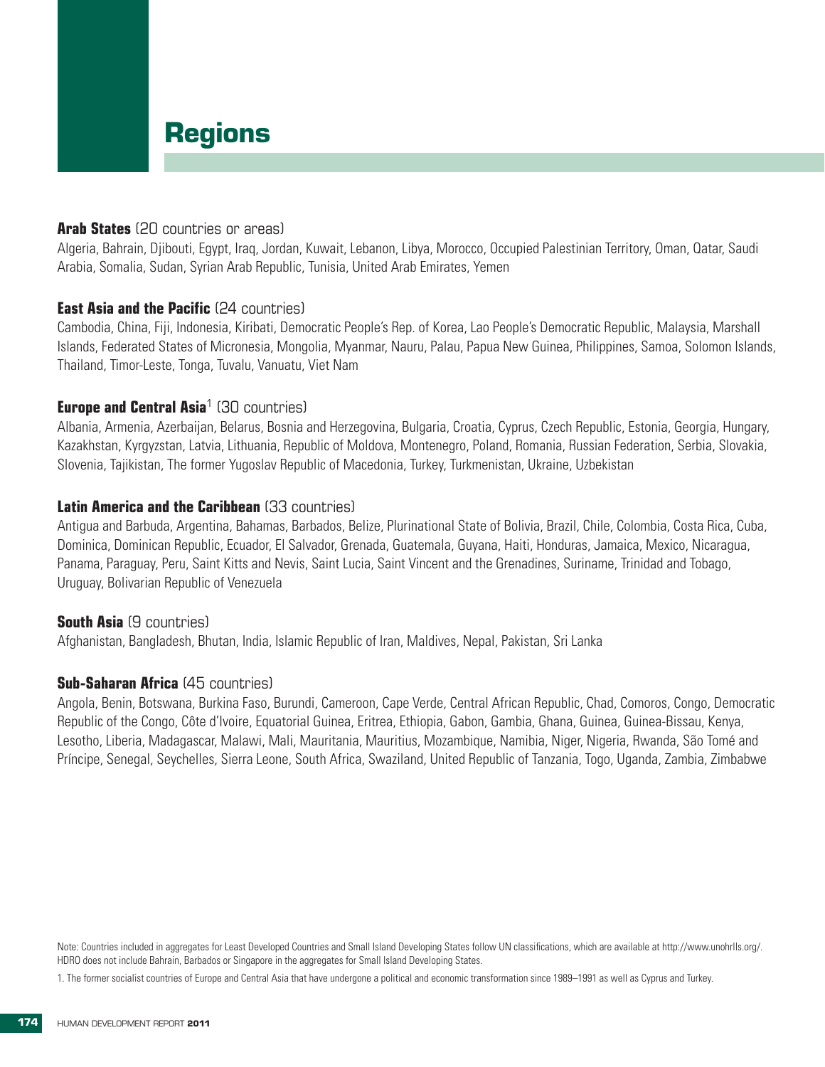# Regions

**Arab States** (20 countries or areas)
Algeria, Bahrain, Djibouti, Egypt, Iraq, Jordan, Kuwait, Lebanon, Libya, Morocco, Occupied Palestinian Territory, Oman, Qatar, Saudi Arabia, Somalia, Sudan, Syrian Arab Republic, Tunisia, United Arab Emirates, Yemen

**East Asia and the Pacific** (24 countries)
Cambodia, China, Fiji, Indonesia, Kiribati, Democratic People's Rep. of Korea, Lao People's Democratic Republic, Malaysia, Marshall Islands, Federated States of Micronesia, Mongolia, Myanmar, Nauru, Palau, Papua New Guinea, Philippines, Samoa, Solomon Islands, Thailand, Timor-Leste, Tonga, Tuvalu, Vanuatu, Viet Nam

**Europe and Central Asia**[1] (30 countries)
Albania, Armenia, Azerbaijan, Belarus, Bosnia and Herzegovina, Bulgaria, Croatia, Cyprus, Czech Republic, Estonia, Georgia, Hungary, Kazakhstan, Kyrgyzstan, Latvia, Lithuania, Republic of Moldova, Montenegro, Poland, Romania, Russian Federation, Serbia, Slovakia, Slovenia, Tajikistan, The former Yugoslav Republic of Macedonia, Turkey, Turkmenistan, Ukraine, Uzbekistan

**Latin America and the Caribbean** (33 countries)
Antigua and Barbuda, Argentina, Bahamas, Barbados, Belize, Plurinational State of Bolivia, Brazil, Chile, Colombia, Costa Rica, Cuba, Dominica, Dominican Republic, Ecuador, El Salvador, Grenada, Guatemala, Guyana, Haiti, Honduras, Jamaica, Mexico, Nicaragua, Panama, Paraguay, Peru, Saint Kitts and Nevis, Saint Lucia, Saint Vincent and the Grenadines, Suriname, Trinidad and Tobago, Uruguay, Bolivarian Republic of Venezuela

**South Asia** (9 countries)
Afghanistan, Bangladesh, Bhutan, India, Islamic Republic of Iran, Maldives, Nepal, Pakistan, Sri Lanka

**Sub-Saharan Africa** (45 countries)
Angola, Benin, Botswana, Burkina Faso, Burundi, Cameroon, Cape Verde, Central African Republic, Chad, Comoros, Congo, Democratic Republic of the Congo, Côte d'Ivoire, Equatorial Guinea, Eritrea, Ethiopia, Gabon, Gambia, Ghana, Guinea, Guinea-Bissau, Kenya, Lesotho, Liberia, Madagascar, Malawi, Mali, Mauritania, Mauritius, Mozambique, Namibia, Niger, Nigeria, Rwanda, São Tomé and Príncipe, Senegal, Seychelles, Sierra Leone, South Africa, Swaziland, United Republic of Tanzania, Togo, Uganda, Zambia, Zimbabwe

Note: Countries included in aggregates for Least Developed Countries and Small Island Developing States follow UN classifications, which are available at http://www.unohrlls.org/. HDRO does not include Bahrain, Barbados or Singapore in the aggregates for Small Island Developing States.

1. The former socialist countries of Europe and Central Asia that have undergone a political and economic transformation since 1989–1991 as well as Cyprus and Turkey.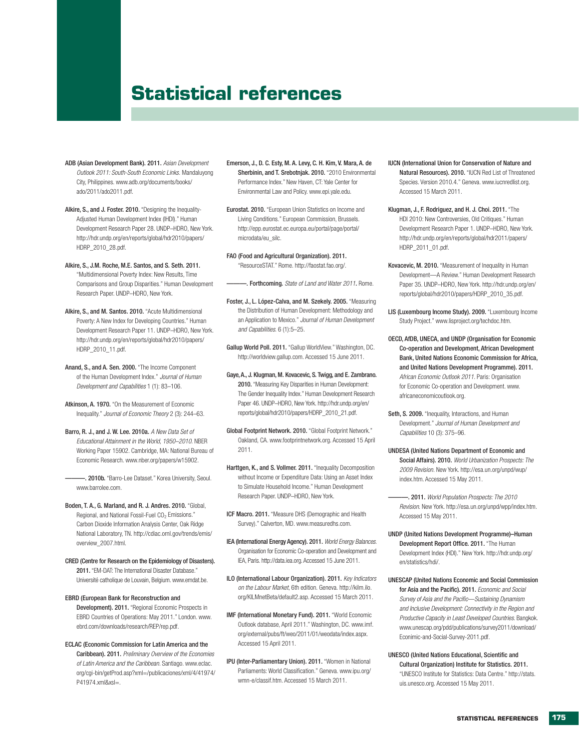# Statistical references

**ADB (Asian Development Bank). 2011.** *Asian Development Outlook 2011: South-South Economic Links.* Mandaluyong City, Philippines. www.adb.org/documents/books/ado/2011/ado2011.pdf.

**Alkire, S., and J. Foster. 2010.** "Designing the Inequality-Adjusted Human Development Index (IHDI)." Human Development Research Paper 28. UNDP–HDRO, New York. http://hdr.undp.org/en/reports/global/hdr2010/papers/HDRP_2010_28.pdf.

**Alkire, S., J.M. Roche, M.E. Santos, and S. Seth. 2011.** "Multidimensional Poverty Index: New Results, Time Comparisons and Group Disparities." Human Development Research Paper. UNDP–HDRO, New York.

**Alkire, S., and M. Santos. 2010.** "Acute Multidimensional Poverty: A New Index for Developing Countries." Human Development Research Paper 11. UNDP–HDRO, New York. http://hdr.undp.org/en/reports/global/hdr2010/papers/HDRP_2010_11.pdf.

**Anand, S., and A. Sen. 2000.** "The Income Component of the Human Development Index." *Journal of Human Development and Capabilities* 1 (1): 83–106.

**Atkinson, A. 1970.** "On the Measurement of Economic Inequality." *Journal of Economic Theory* 2 (3): 244–63.

**Barro, R. J., and J. W. Lee. 2010a.** *A New Data Set of Educational Attainment in the World, 1950–2010.* NBER Working Paper 15902. Cambridge, MA: National Bureau of Economic Research. www.nber.org/papers/w15902.

**———. 2010b.** "Barro-Lee Dataset." Korea University, Seoul. www.barrolee.com.

**Boden, T. A., G. Marland, and R. J. Andres. 2010.** "Global, Regional, and National Fossil-Fuel $CO_2$ Emissions." Carbon Dioxide Information Analysis Center, Oak Ridge National Laboratory, TN. http://cdiac.ornl.gov/trends/emis/overview_2007.html.

**CRED (Centre for Research on the Epidemiology of Disasters). 2011.** "EM-DAT: The International Disaster Database." Université catholique de Louvain, Belgium. www.emdat.be.

**EBRD (European Bank for Reconstruction and Development). 2011.** "Regional Economic Prospects in EBRD Countries of Operations: May 2011." London. www.ebrd.com/downloads/research/REP/rep.pdf.

**ECLAC (Economic Commission for Latin America and the Caribbean). 2011.** *Preliminary Overview of the Economies of Latin America and the Caribbean.* Santiago. www.eclac.org/cgi-bin/getProd.asp?xml=/publicaciones/xml/4/41974/P41974.xml&xsl=.

**Emerson, J., D. C. Esty, M. A. Levy, C. H. Kim, V. Mara, A. de Sherbinin, and T. Srebotnjak. 2010.** "2010 Environmental Performance Index." New Haven, CT: Yale Center for Environmental Law and Policy. www.epi.yale.edu.

**Eurostat. 2010.** "European Union Statistics on Income and Living Conditions." European Commission, Brussels. http://epp.eurostat.ec.europa.eu/portal/page/portal/microdata/eu_silc.

**FAO (Food and Agricultural Organization). 2011.** "ResourceSTAT." Rome. http://faostat.fao.org/.

**———. Forthcoming.** *State of Land and Water 2011***.** Rome.

**Foster, J., L. López-Calva, and M. Szekely. 2005.** "Measuring the Distribution of Human Development: Methodology and an Application to Mexico." *Journal of Human Development and Capabilities.* 6 (1):5–25.

**Gallup World Poll. 2011.** "Gallup WorldView." Washington, DC. http://worldview.gallup.com. Accessed 15 June 2011.

**Gaye, A., J. Klugman, M. Kovacevic, S. Twigg, and E. Zambrano. 2010.** "Measuring Key Disparities in Human Development: The Gender Inequality Index." Human Development Research Paper 46. UNDP–HDRO, New York. http://hdr.undp.org/en/reports/global/hdr2010/papers/HDRP_2010_21.pdf.

**Global Footprint Network. 2010.** "Global Footprint Network." Oakland, CA. www.footprintnetwork.org. Accessed 15 April 2011.

**Harttgen, K., and S. Vollmer. 2011.** "Inequality Decomposition without Income or Expenditure Data: Using an Asset Index to Simulate Household Income." Human Development Research Paper. UNDP–HDRO, New York.

**ICF Macro. 2011.** "Measure DHS (Demographic and Health Survey)." Calverton, MD. www.measuredhs.com.

**IEA (International Energy Agency). 2011.** *World Energy Balances.* Organisation for Economic Co-operation and Development and IEA, Paris. http://data.iea.org. Accessed 15 June 2011.

**ILO (International Labour Organization). 2011.** *Key Indicators on the Labour Market,* 6th edition. Geneva. http://kilm.ilo.org/KILMnetBeta/default2.asp. Accessed 15 March 2011.

**IMF (International Monetary Fund). 2011.** "World Economic Outlook database, April 2011." Washington, DC. www.imf.org/external/pubs/ft/weo/2011/01/weodata/index.aspx. Accessed 15 April 2011.

**IPU (Inter-Parliamentary Union). 2011.** "Women in National Parliaments: World Classification." Geneva. www.ipu.org/wmn-e/classif.htm. Accessed 15 March 2011.

**IUCN (International Union for Conservation of Nature and Natural Resources). 2010.** "IUCN Red List of Threatened Species. Version 2010.4." Geneva. www.iucnredlist.org. Accessed 15 March 2011.

**Klugman, J., F. Rodriguez, and H. J. Choi. 2011.** "The HDI 2010: New Controversies, Old Critiques." Human Development Research Paper 1. UNDP–HDRO, New York. http://hdr.undp.org/en/reports/global/hdr2011/papers/HDRP_2011_01.pdf.

**Kovacevic, M. 2010.** "Measurement of Inequality in Human Development—A Review." Human Development Research Paper 35. UNDP–HDRO, New York. http://hdr.undp.org/en/reports/global/hdr2010/papers/HDRP_2010_35.pdf.

**LIS (Luxembourg Income Study). 2009.** "Luxembourg Income Study Project." www.lisproject.org/techdoc.htm.

**OECD, AfDB, UNECA, and UNDP (Organisation for Economic Co-operation and Development, African Development Bank, United Nations Economic Commission for Africa, and United Nations Development Programme). 2011.** *African Economic Outlook 2011.* Paris: Organisation for Economic Co-operation and Development. www.africaneconomicoutlook.org.

**Seth, S. 2009.** "Inequality, Interactions, and Human Development." *Journal of Human Development and Capabilities* 10 (3): 375–96.

**UNDESA (United Nations Department of Economic and Social Affairs). 2010.** *World Urbanization Prospects: The 2009 Revision.* New York. http://esa.un.org/unpd/wup/index.htm. Accessed 15 May 2011.

**———. 2011.** *World Population Prospects: The 2010 Revision.* New York. http://esa.un.org/unpd/wpp/index.htm. Accessed 15 May 2011.

**UNDP (United Nations Development Programme)–Human Development Report Office. 2011.** "The Human Development Index (HDI)." New York. http://hdr.undp.org/en/statistics/hdi/.

**UNESCAP (United Nations Economic and Social Commission for Asia and the Pacific). 2011.** *Economic and Social Survey of Asia and the Pacific—Sustaining Dynamism and Inclusive Development: Connectivity in the Region and Productive Capacity in Least Developed Countries.* Bangkok. www.unescap.org/pdd/publications/survey2011/download/Econimic-and-Social-Survey-2011.pdf.

**UNESCO (United Nations Educational, Scientific and Cultural Organization) Institute for Statistics. 2011.** "UNESCO Institute for Statistics: Data Centre." http://stats.uis.unesco.org. Accessed 15 May 2011.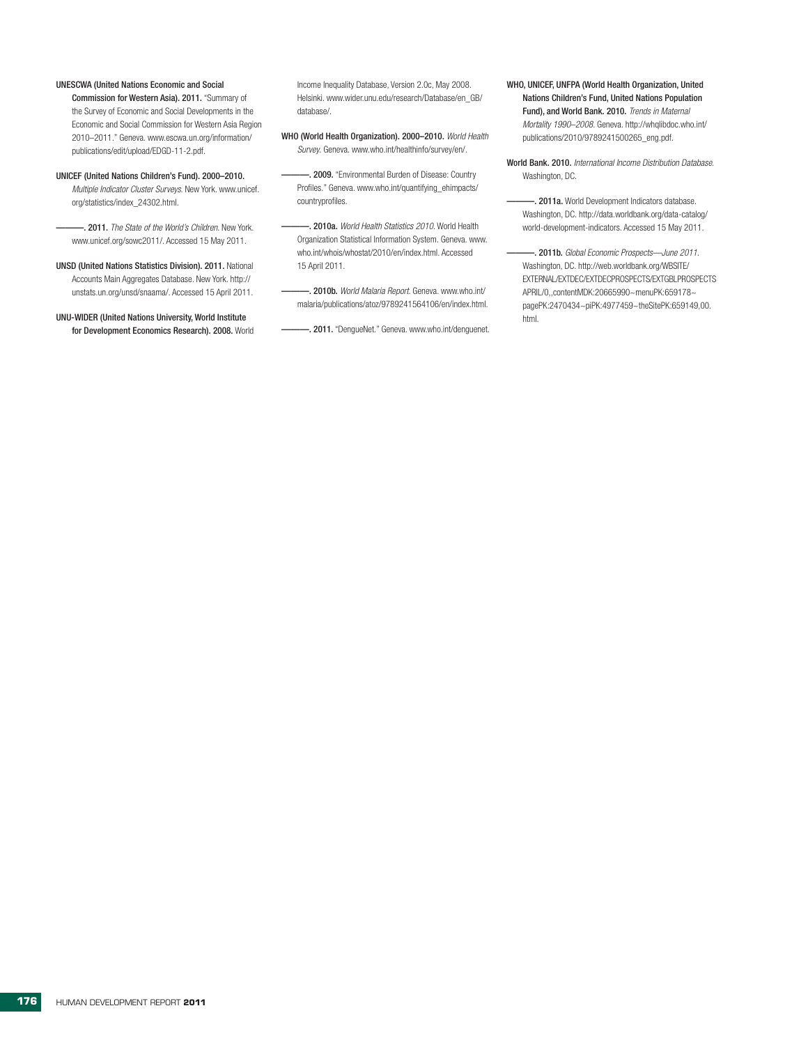**UNESCWA (United Nations Economic and Social Commission for Western Asia). 2011.** "Summary of the Survey of Economic and Social Developments in the Economic and Social Commission for Western Asia Region 2010–2011." Geneva. www.escwa.un.org/information/publications/edit/upload/EDGD-11-2.pdf.

**UNICEF (United Nations Children's Fund). 2000–2010.** *Multiple Indicator Cluster Surveys.* New York. www.unicef.org/statistics/index_24302.html.

**———. 2011.** *The State of the World's Children.* New York. www.unicef.org/sowc2011/. Accessed 15 May 2011.

**UNSD (United Nations Statistics Division). 2011.** National Accounts Main Aggregates Database. New York. http://unstats.un.org/unsd/snaama/. Accessed 15 April 2011.

**UNU-WIDER (United Nations University, World Institute for Development Economics Research). 2008.** World Income Inequality Database, Version 2.0c, May 2008. Helsinki. www.wider.unu.edu/research/Database/en_GB/database/.

**WHO (World Health Organization). 2000–2010.** *World Health Survey.* Geneva. www.who.int/healthinfo/survey/en/.

**———. 2009.** "Environmental Burden of Disease: Country Profiles." Geneva. www.who.int/quantifying_ehimpacts/countryprofiles.

**———. 2010a.** *World Health Statistics 2010.* World Health Organization Statistical Information System. Geneva. www.who.int/whois/whostat/2010/en/index.html. Accessed 15 April 2011.

**———. 2010b.** *World Malaria Report.* Geneva. www.who.int/malaria/publications/atoz/9789241564106/en/index.html.

**———. 2011.** "DengueNet." Geneva. www.who.int/denguenet.

**WHO, UNICEF, UNFPA (World Health Organization, United Nations Children's Fund, United Nations Population Fund), and World Bank. 2010.** *Trends in Maternal Mortality 1990–2008.* Geneva. http://whqlibdoc.who.int/publications/2010/9789241500265_eng.pdf.

**World Bank. 2010.** *International Income Distribution Database.* Washington, DC.

**———. 2011a.** World Development Indicators database. Washington, DC. http://data.worldbank.org/data-catalog/world-development-indicators. Accessed 15 May 2011.

**———. 2011b.** *Global Economic Prospects—June 2011.* Washington, DC. http://web.worldbank.org/WBSITE/EXTERNAL/EXTDEC/EXTDECPROSPECTS/EXTGBLPROSPECTSAPRIL/0,,contentMDK:20665990~menuPK:659178~pagePK:2470434~piPK:4977459~theSitePK:659149,00.html.